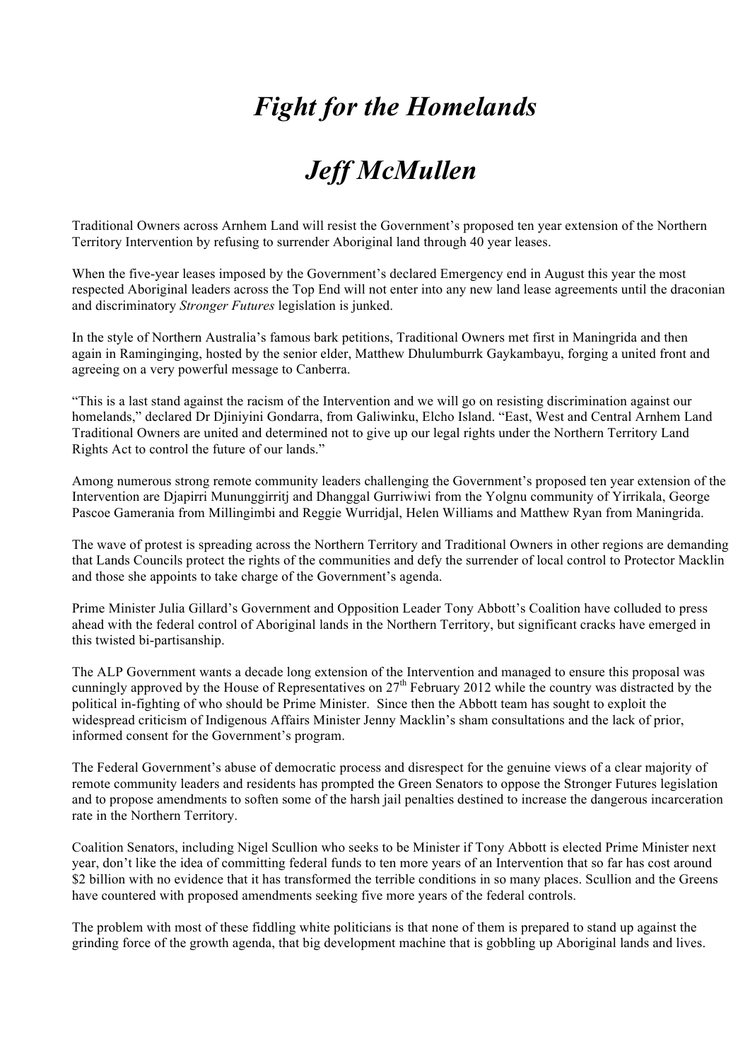# *Fight for the Homelands*

# *Jeff McMullen*

Traditional Owners across Arnhem Land will resist the Government's proposed ten year extension of the Northern Territory Intervention by refusing to surrender Aboriginal land through 40 year leases.

When the five-year leases imposed by the Government's declared Emergency end in August this year the most respected Aboriginal leaders across the Top End will not enter into any new land lease agreements until the draconian and discriminatory *Stronger Futures* legislation is junked.

In the style of Northern Australia's famous bark petitions, Traditional Owners met first in Maningrida and then again in Ramingining, hosted by the senior elder, Matthew Dhulumburrk Gaykambayu, forging a united front and agreeing on a very powerful message to Canberra.

"This is a last stand against the racism of the Intervention and we will go on resisting discrimination against our homelands," declared Dr Djiniyini Gondarra, from Galiwinku, Elcho Island. "East, West and Central Arnhem Land Traditional Owners are united and determined not to give up our legal rights under the Northern Territory Land Rights Act to control the future of our lands."

Among numerous strong remote community leaders challenging the Government's proposed ten year extension of the Intervention are Djapirri Mununggirritj and Dhanggal Gurriwiwi from the Yolgnu community of Yirrikala, George Pascoe Gamerania from Millingimbi and Reggie Wurridjal, Helen Williams and Matthew Ryan from Maningrida.

The wave of protest is spreading across the Northern Territory and Traditional Owners in other regions are demanding that Lands Councils protect the rights of the communities and defy the surrender of local control to Protector Macklin and those she appoints to take charge of the Government's agenda.

Prime Minister Julia Gillard's Government and Opposition Leader Tony Abbott's Coalition have colluded to press ahead with the federal control of Aboriginal lands in the Northern Territory, but significant cracks have emerged in this twisted bi-partisanship.

The ALP Government wants a decade long extension of the Intervention and managed to ensure this proposal was cunningly approved by the House of Representatives on 27th February 2012 while the country was distracted by the political in-fighting of who should be Prime Minister. Since then the Abbott team has sought to exploit the widespread criticism of Indigenous Affairs Minister Jenny Macklin's sham consultations and the lack of prior, informed consent for the Government's program.

The Federal Government's abuse of democratic process and disrespect for the genuine views of a clear majority of remote community leaders and residents has prompted the Green Senators to oppose the Stronger Futures legislation and to propose amendments to soften some of the harsh jail penalties destined to increase the dangerous incarceration rate in the Northern Territory.

Coalition Senators, including Nigel Scullion who seeks to be Minister if Tony Abbott is elected Prime Minister next year, don't like the idea of committing federal funds to ten more years of an Intervention that so far has cost around $2 billion with no evidence that it has transformed the terrible conditions in so many places. Scullion and the Greens have countered with proposed amendments seeking five more years of the federal controls.

The problem with most of these fiddling white politicians is that none of them is prepared to stand up against the grinding force of the growth agenda, that big development machine that is gobbling up Aboriginal lands and lives.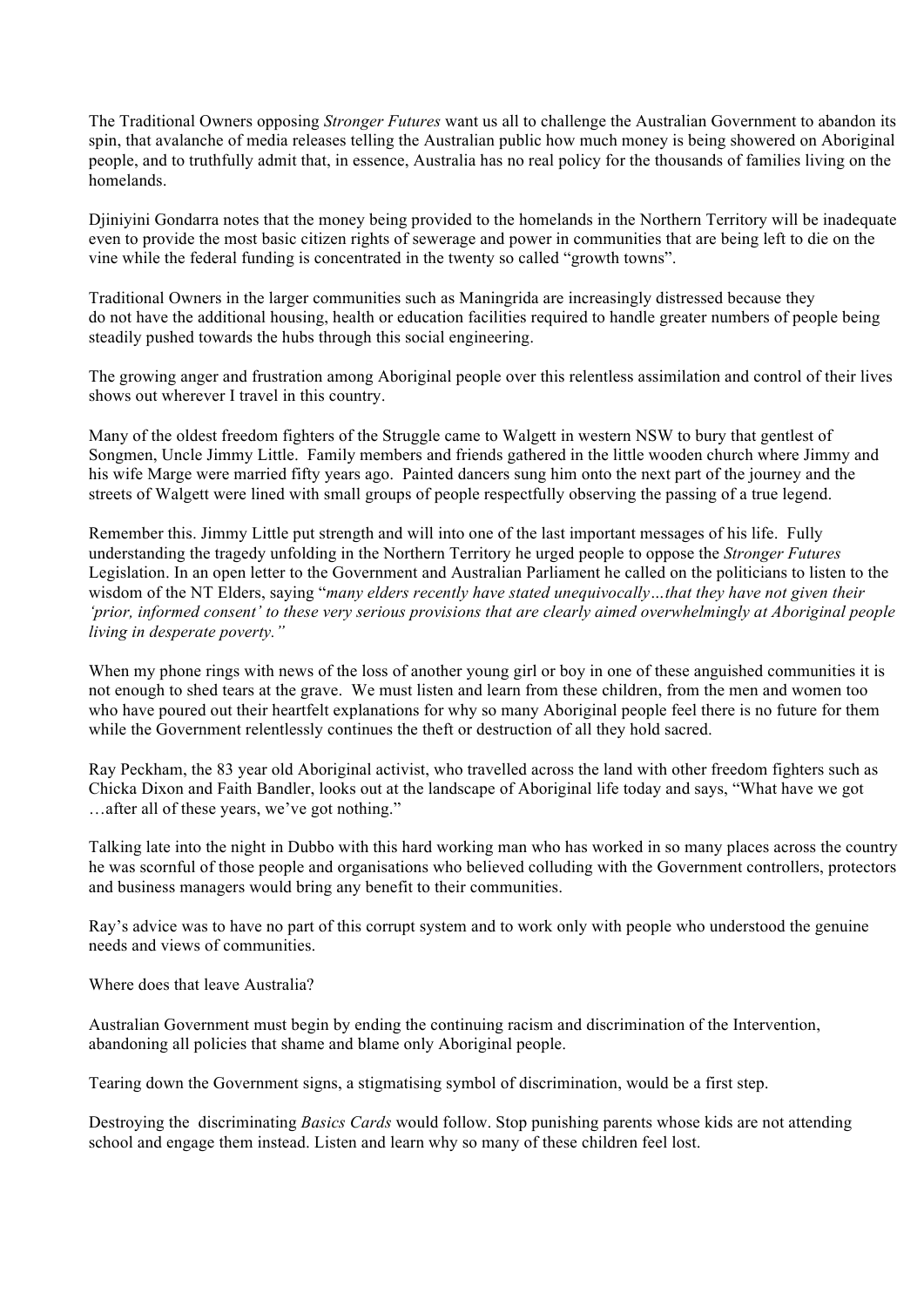The Traditional Owners opposing *Stronger Futures* want us all to challenge the Australian Government to abandon its spin, that avalanche of media releases telling the Australian public how much money is being showered on Aboriginal people, and to truthfully admit that, in essence, Australia has no real policy for the thousands of families living on the homelands.

Djiniyini Gondarra notes that the money being provided to the homelands in the Northern Territory will be inadequate even to provide the most basic citizen rights of sewerage and power in communities that are being left to die on the vine while the federal funding is concentrated in the twenty so called "growth towns".

Traditional Owners in the larger communities such as Maningrida are increasingly distressed because they do not have the additional housing, health or education facilities required to handle greater numbers of people being steadily pushed towards the hubs through this social engineering.

The growing anger and frustration among Aboriginal people over this relentless assimilation and control of their lives shows out wherever I travel in this country.

Many of the oldest freedom fighters of the Struggle came to Walgett in western NSW to bury that gentlest of Songmen, Uncle Jimmy Little. Family members and friends gathered in the little wooden church where Jimmy and his wife Marge were married fifty years ago. Painted dancers sung him onto the next part of the journey and the streets of Walgett were lined with small groups of people respectfully observing the passing of a true legend.

Remember this. Jimmy Little put strength and will into one of the last important messages of his life. Fully understanding the tragedy unfolding in the Northern Territory he urged people to oppose the *Stronger Futures* Legislation. In an open letter to the Government and Australian Parliament he called on the politicians to listen to the wisdom of the NT Elders, saying "*many elders recently have stated unequivocally…that they have not given their 'prior, informed consent' to these very serious provisions that are clearly aimed overwhelmingly at Aboriginal people living in desperate poverty."*

When my phone rings with news of the loss of another young girl or boy in one of these anguished communities it is not enough to shed tears at the grave. We must listen and learn from these children, from the men and women too who have poured out their heartfelt explanations for why so many Aboriginal people feel there is no future for them while the Government relentlessly continues the theft or destruction of all they hold sacred.

Ray Peckham, the 83 year old Aboriginal activist, who travelled across the land with other freedom fighters such as Chicka Dixon and Faith Bandler, looks out at the landscape of Aboriginal life today and says, "What have we got …after all of these years, we've got nothing."

Talking late into the night in Dubbo with this hard working man who has worked in so many places across the country he was scornful of those people and organisations who believed colluding with the Government controllers, protectors and business managers would bring any benefit to their communities.

Ray's advice was to have no part of this corrupt system and to work only with people who understood the genuine needs and views of communities.

Where does that leave Australia?

Australian Government must begin by ending the continuing racism and discrimination of the Intervention, abandoning all policies that shame and blame only Aboriginal people.

Tearing down the Government signs, a stigmatising symbol of discrimination, would be a first step.

Destroying the discriminating *Basics Cards* would follow. Stop punishing parents whose kids are not attending school and engage them instead. Listen and learn why so many of these children feel lost.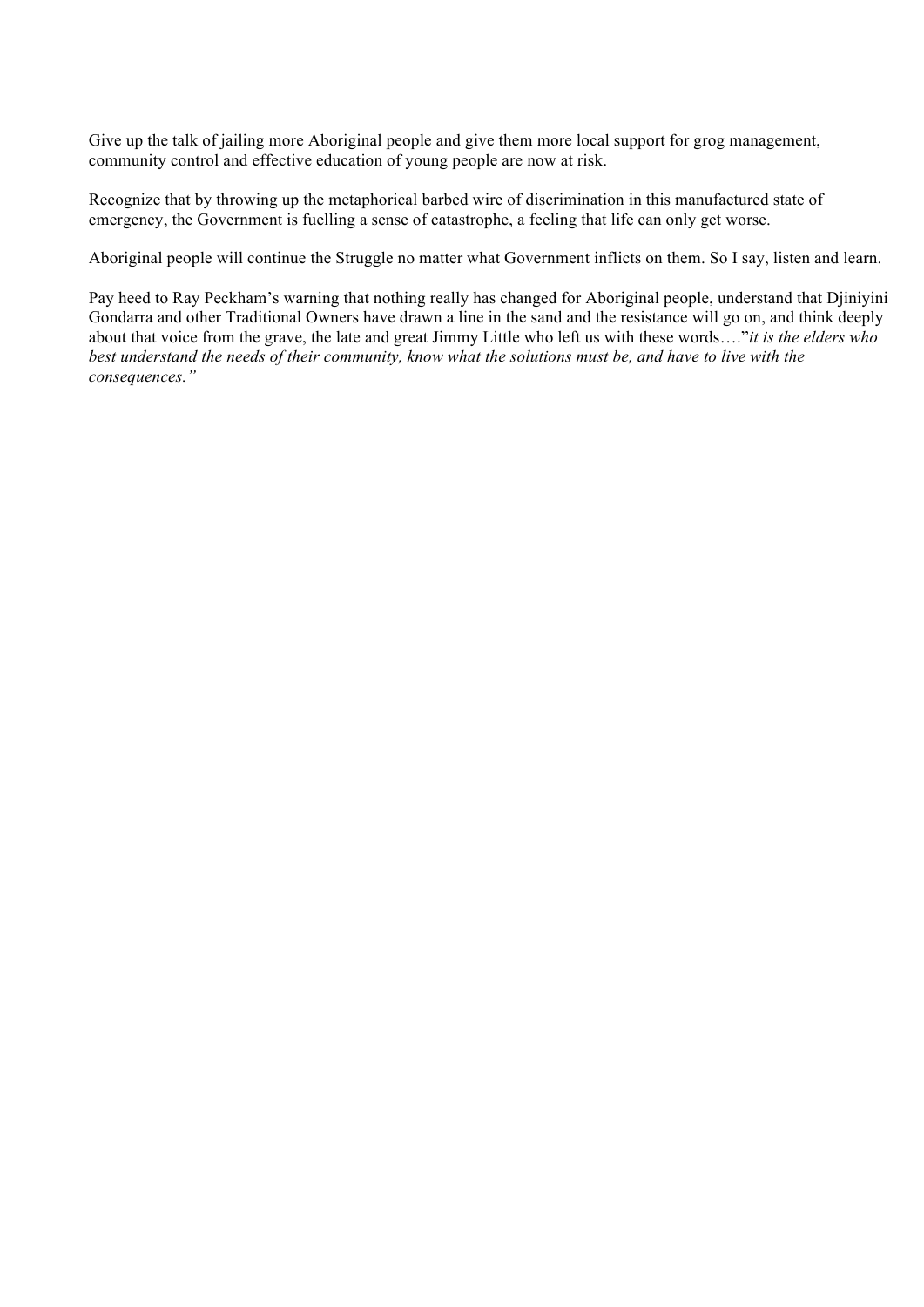Give up the talk of jailing more Aboriginal people and give them more local support for grog management, community control and effective education of young people are now at risk.

Recognize that by throwing up the metaphorical barbed wire of discrimination in this manufactured state of emergency, the Government is fuelling a sense of catastrophe, a feeling that life can only get worse.

Aboriginal people will continue the Struggle no matter what Government inflicts on them. So I say, listen and learn.

Pay heed to Ray Peckham's warning that nothing really has changed for Aboriginal people, understand that Djiniyini Gondarra and other Traditional Owners have drawn a line in the sand and the resistance will go on, and think deeply about that voice from the grave, the late and great Jimmy Little who left us with these words…."*it is the elders who best understand the needs of their community, know what the solutions must be, and have to live with the consequences."*